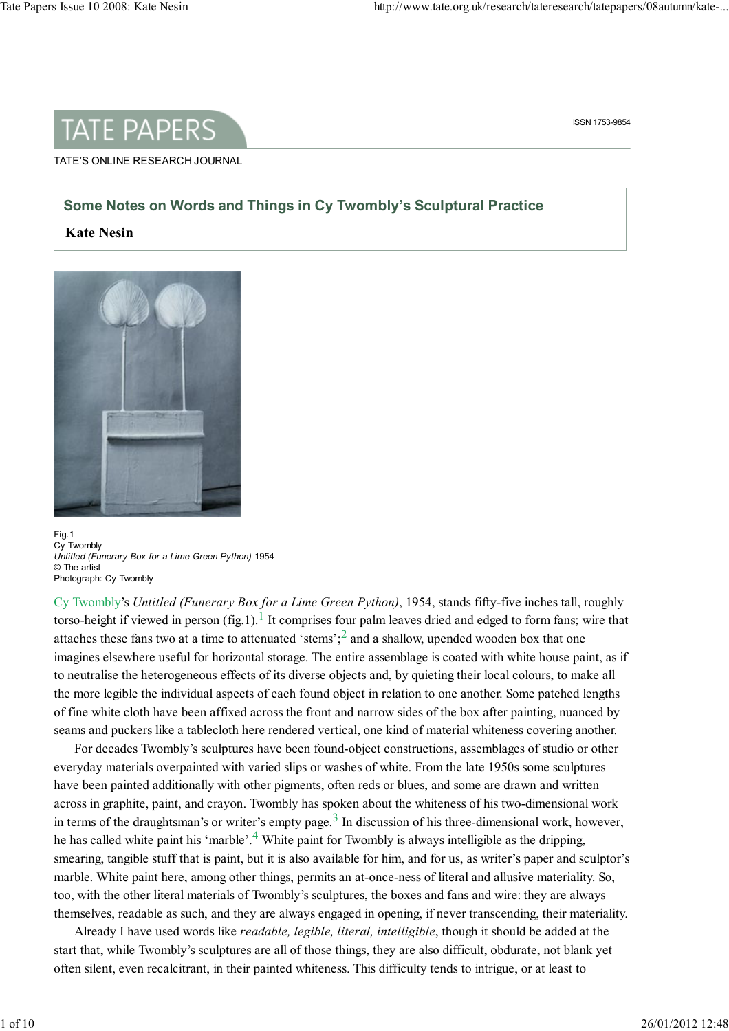TATE PAPERS

ISSN 1753-9854

TATE'S ONLINE RESEARCH JOURNAL

# Some Notes on Words and Things in Cy Twombly's Sculptural Practice

**Kate Nesin**

Fig.1
Cy Twombly
*Untitled (Funerary Box for a Lime Green Python)* 1954
© The artist
Photograph: Cy Twombly

Cy Twombly's *Untitled (Funerary Box for a Lime Green Python)*, 1954, stands fifty-five inches tall, roughly torso-height if viewed in person (fig.1).[1] It comprises four palm leaves dried and edged to form fans; wire that attaches these fans two at a time to attenuated 'stems';[2] and a shallow, upended wooden box that one imagines elsewhere useful for horizontal storage. The entire assemblage is coated with white house paint, as if to neutralise the heterogeneous effects of its diverse objects and, by quieting their local colours, to make all the more legible the individual aspects of each found object in relation to one another. Some patched lengths of fine white cloth have been affixed across the front and narrow sides of the box after painting, nuanced by seams and puckers like a tablecloth here rendered vertical, one kind of material whiteness covering another.

For decades Twombly's sculptures have been found-object constructions, assemblages of studio or other everyday materials overpainted with varied slips or washes of white. From the late 1950s some sculptures have been painted additionally with other pigments, often reds or blues, and some are drawn and written across in graphite, paint, and crayon. Twombly has spoken about the whiteness of his two-dimensional work in terms of the draughtsman's or writer's empty page.[3] In discussion of his three-dimensional work, however, he has called white paint his 'marble'.[4] White paint for Twombly is always intelligible as the dripping, smearing, tangible stuff that is paint, but it is also available for him, and for us, as writer's paper and sculptor's marble. White paint here, among other things, permits an at-once-ness of literal and allusive materiality. So, too, with the other literal materials of Twombly's sculptures, the boxes and fans and wire: they are always themselves, readable as such, and they are always engaged in opening, if never transcending, their materiality.

Already I have used words like *readable, legible, literal, intelligible*, though it should be added at the start that, while Twombly's sculptures are all of those things, they are also difficult, obdurate, not blank yet often silent, even recalcitrant, in their painted whiteness. This difficulty tends to intrigue, or at least to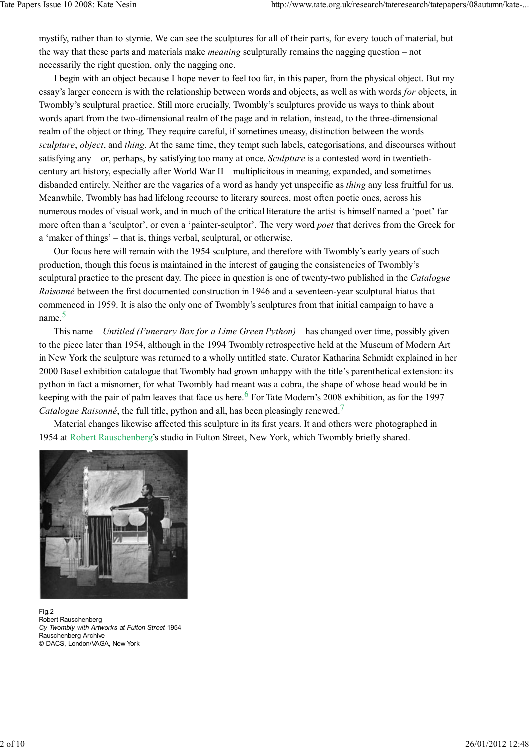mystify, rather than to stymie. We can see the sculptures for all of their parts, for every touch of material, but the way that these parts and materials make *meaning* sculpturally remains the nagging question – not necessarily the right question, only the nagging one.

I begin with an object because I hope never to feel too far, in this paper, from the physical object. But my essay's larger concern is with the relationship between words and objects, as well as with words *for* objects, in Twombly's sculptural practice. Still more crucially, Twombly's sculptures provide us ways to think about words apart from the two-dimensional realm of the page and in relation, instead, to the three-dimensional realm of the object or thing. They require careful, if sometimes uneasy, distinction between the words *sculpture*, *object*, and *thing*. At the same time, they tempt such labels, categorisations, and discourses without satisfying any – or, perhaps, by satisfying too many at once. *Sculpture* is a contested word in twentieth-century art history, especially after World War II – multiplicitous in meaning, expanded, and sometimes disbanded entirely. Neither are the vagaries of a word as handy yet unspecific as *thing* any less fruitful for us. Meanwhile, Twombly has had lifelong recourse to literary sources, most often poetic ones, across his numerous modes of visual work, and in much of the critical literature the artist is himself named a 'poet' far more often than a 'sculptor', or even a 'painter-sculptor'. The very word *poet* that derives from the Greek for a 'maker of things' – that is, things verbal, sculptural, or otherwise.

Our focus here will remain with the 1954 sculpture, and therefore with Twombly's early years of such production, though this focus is maintained in the interest of gauging the consistencies of Twombly's sculptural practice to the present day. The piece in question is one of twenty-two published in the *Catalogue Raisonné* between the first documented construction in 1946 and a seventeen-year sculptural hiatus that commenced in 1959. It is also the only one of Twombly's sculptures from that initial campaign to have a name.[5]

This name – *Untitled (Funerary Box for a Lime Green Python)* – has changed over time, possibly given to the piece later than 1954, although in the 1994 Twombly retrospective held at the Museum of Modern Art in New York the sculpture was returned to a wholly untitled state. Curator Katharina Schmidt explained in her 2000 Basel exhibition catalogue that Twombly had grown unhappy with the title's parenthetical extension: its python in fact a misnomer, for what Twombly had meant was a cobra, the shape of whose head would be in keeping with the pair of palm leaves that face us here.[6] For Tate Modern's 2008 exhibition, as for the 1997 *Catalogue Raisonné*, the full title, python and all, has been pleasingly renewed.[7]

Material changes likewise affected this sculpture in its first years. It and others were photographed in 1954 at Robert Rauschenberg's studio in Fulton Street, New York, which Twombly briefly shared.

Fig.2
Robert Rauschenberg
*Cy Twombly with Artworks at Fulton Street* 1954
Rauschenberg Archive
© DACS, London/VAGA, New York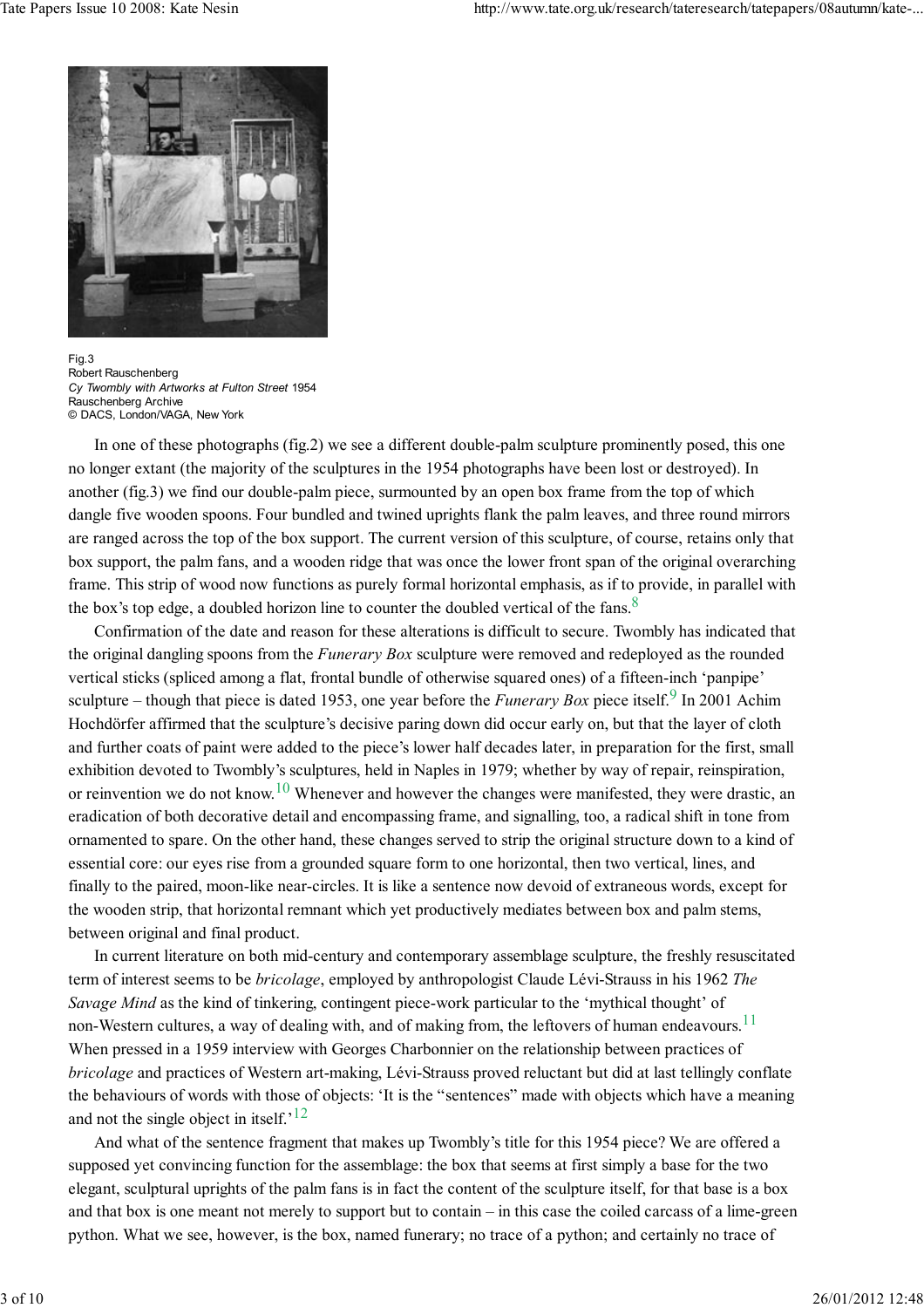Fig.3
Robert Rauschenberg
*Cy Twombly with Artworks at Fulton Street* 1954
Rauschenberg Archive
© DACS, London/VAGA, New York

In one of these photographs (fig.2) we see a different double-palm sculpture prominently posed, this one no longer extant (the majority of the sculptures in the 1954 photographs have been lost or destroyed). In another (fig.3) we find our double-palm piece, surmounted by an open box frame from the top of which dangle five wooden spoons. Four bundled and twined uprights flank the palm leaves, and three round mirrors are ranged across the top of the box support. The current version of this sculpture, of course, retains only that box support, the palm fans, and a wooden ridge that was once the lower front span of the original overarching frame. This strip of wood now functions as purely formal horizontal emphasis, as if to provide, in parallel with the box's top edge, a doubled horizon line to counter the doubled vertical of the fans.[8]

Confirmation of the date and reason for these alterations is difficult to secure. Twombly has indicated that the original dangling spoons from the *Funerary Box* sculpture were removed and redeployed as the rounded vertical sticks (spliced among a flat, frontal bundle of otherwise squared ones) of a fifteen-inch 'panpipe' sculpture – though that piece is dated 1953, one year before the *Funerary Box* piece itself.[9] In 2001 Achim Hochdörfer affirmed that the sculpture's decisive paring down did occur early on, but that the layer of cloth and further coats of paint were added to the piece's lower half decades later, in preparation for the first, small exhibition devoted to Twombly's sculptures, held in Naples in 1979; whether by way of repair, reinspiration, or reinvention we do not know.[10] Whenever and however the changes were manifested, they were drastic, an eradication of both decorative detail and encompassing frame, and signalling, too, a radical shift in tone from ornamented to spare. On the other hand, these changes served to strip the original structure down to a kind of essential core: our eyes rise from a grounded square form to one horizontal, then two vertical, lines, and finally to the paired, moon-like near-circles. It is like a sentence now devoid of extraneous words, except for the wooden strip, that horizontal remnant which yet productively mediates between box and palm stems, between original and final product.

In current literature on both mid-century and contemporary assemblage sculpture, the freshly resuscitated term of interest seems to be *bricolage*, employed by anthropologist Claude Lévi-Strauss in his 1962 *The Savage Mind* as the kind of tinkering, contingent piece-work particular to the 'mythical thought' of non-Western cultures, a way of dealing with, and of making from, the leftovers of human endeavours.[11] When pressed in a 1959 interview with Georges Charbonnier on the relationship between practices of *bricolage* and practices of Western art-making, Lévi-Strauss proved reluctant but did at last tellingly conflate the behaviours of words with those of objects: 'It is the "sentences" made with objects which have a meaning and not the single object in itself.'[12]

And what of the sentence fragment that makes up Twombly's title for this 1954 piece? We are offered a supposed yet convincing function for the assemblage: the box that seems at first simply a base for the two elegant, sculptural uprights of the palm fans is in fact the content of the sculpture itself, for that base is a box and that box is one meant not merely to support but to contain – in this case the coiled carcass of a lime-green python. What we see, however, is the box, named funerary; no trace of a python; and certainly no trace of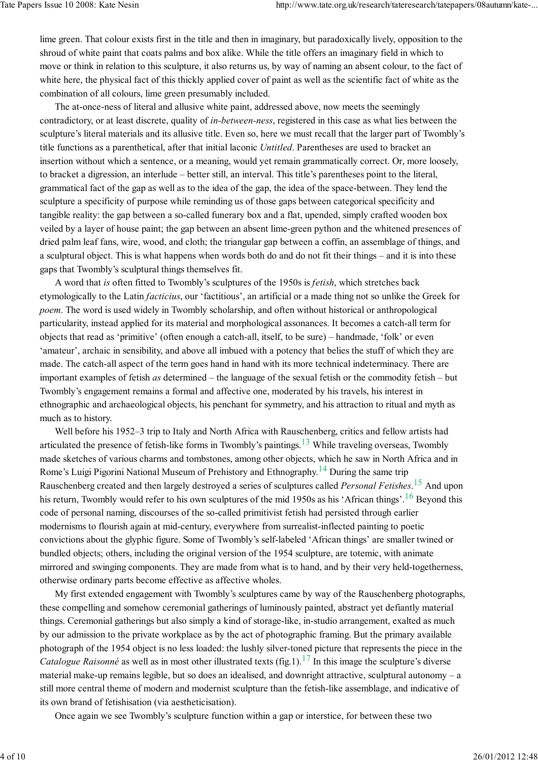lime green. That colour exists first in the title and then in imaginary, but paradoxically lively, opposition to the shroud of white paint that coats palms and box alike. While the title offers an imaginary field in which to move or think in relation to this sculpture, it also returns us, by way of naming an absent colour, to the fact of white here, the physical fact of this thickly applied cover of paint as well as the scientific fact of white as the combination of all colours, lime green presumably included.

The at-once-ness of literal and allusive white paint, addressed above, now meets the seemingly contradictory, or at least discrete, quality of *in-between-ness*, registered in this case as what lies between the sculpture's literal materials and its allusive title. Even so, here we must recall that the larger part of Twombly's title functions as a parenthetical, after that initial laconic *Untitled*. Parentheses are used to bracket an insertion without which a sentence, or a meaning, would yet remain grammatically correct. Or, more loosely, to bracket a digression, an interlude – better still, an interval. This title's parentheses point to the literal, grammatical fact of the gap as well as to the idea of the gap, the idea of the space-between. They lend the sculpture a specificity of purpose while reminding us of those gaps between categorical specificity and tangible reality: the gap between a so-called funerary box and a flat, upended, simply crafted wooden box veiled by a layer of house paint; the gap between an absent lime-green python and the whitened presences of dried palm leaf fans, wire, wood, and cloth; the triangular gap between a coffin, an assemblage of things, and a sculptural object. This is what happens when words both do and do not fit their things – and it is into these gaps that Twombly's sculptural things themselves fit.

A word that *is* often fitted to Twombly's sculptures of the 1950s is *fetish*, which stretches back etymologically to the Latin *facticius*, our 'factitious', an artificial or a made thing not so unlike the Greek for *poem*. The word is used widely in Twombly scholarship, and often without historical or anthropological particularity, instead applied for its material and morphological assonances. It becomes a catch-all term for objects that read as 'primitive' (often enough a catch-all, itself, to be sure) – handmade, 'folk' or even 'amateur', archaic in sensibility, and above all imbued with a potency that belies the stuff of which they are made. The catch-all aspect of the term goes hand in hand with its more technical indeterminacy. There are important examples of fetish *as* determined – the language of the sexual fetish or the commodity fetish – but Twombly's engagement remains a formal and affective one, moderated by his travels, his interest in ethnographic and archaeological objects, his penchant for symmetry, and his attraction to ritual and myth as much as to history.

Well before his 1952–3 trip to Italy and North Africa with Rauschenberg, critics and fellow artists had articulated the presence of fetish-like forms in Twombly's paintings.[13] While traveling overseas, Twombly made sketches of various charms and tombstones, among other objects, which he saw in North Africa and in Rome's Luigi Pigorini National Museum of Prehistory and Ethnography.[14] During the same trip Rauschenberg created and then largely destroyed a series of sculptures called *Personal Fetishes*.[15] And upon his return, Twombly would refer to his own sculptures of the mid 1950s as his 'African things'.[16] Beyond this code of personal naming, discourses of the so-called primitivist fetish had persisted through earlier modernisms to flourish again at mid-century, everywhere from surrealist-inflected painting to poetic convictions about the glyphic figure. Some of Twombly's self-labeled 'African things' are smaller twined or bundled objects; others, including the original version of the 1954 sculpture, are totemic, with animate mirrored and swinging components. They are made from what is to hand, and by their very held-togetherness, otherwise ordinary parts become effective as affective wholes.

My first extended engagement with Twombly's sculptures came by way of the Rauschenberg photographs, these compelling and somehow ceremonial gatherings of luminously painted, abstract yet defiantly material things. Ceremonial gatherings but also simply a kind of storage-like, in-studio arrangement, exalted as much by our admission to the private workplace as by the act of photographic framing. But the primary available photograph of the 1954 object is no less loaded: the lushly silver-toned picture that represents the piece in the *Catalogue Raisonné* as well as in most other illustrated texts (fig.1).[17] In this image the sculpture's diverse material make-up remains legible, but so does an idealised, and downright attractive, sculptural autonomy – a still more central theme of modern and modernist sculpture than the fetish-like assemblage, and indicative of its own brand of fetishisation (via aestheticisation).

Once again we see Twombly's sculpture function within a gap or interstice, for between these two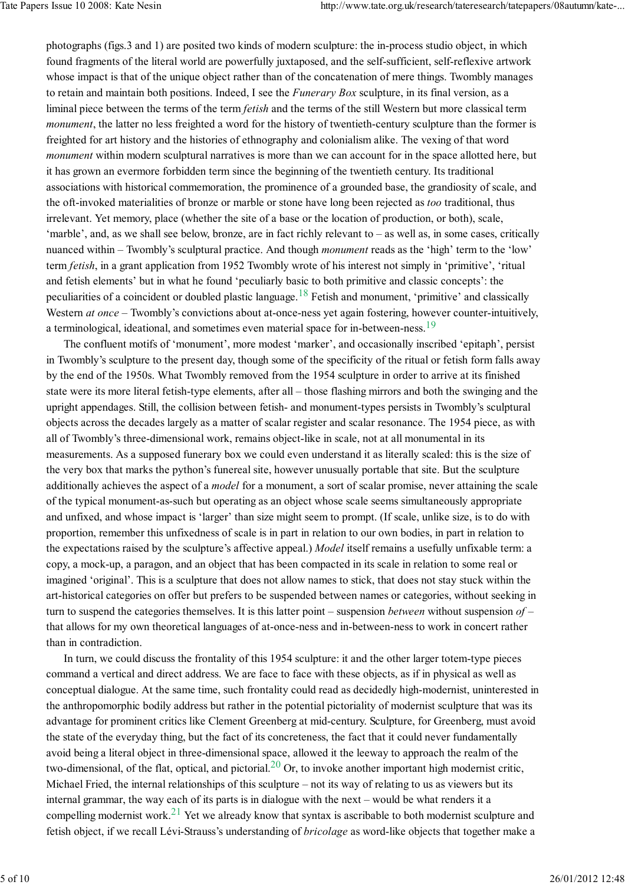photographs (figs.3 and 1) are posited two kinds of modern sculpture: the in-process studio object, in which found fragments of the literal world are powerfully juxtaposed, and the self-sufficient, self-reflexive artwork whose impact is that of the unique object rather than of the concatenation of mere things. Twombly manages to retain and maintain both positions. Indeed, I see the *Funerary Box* sculpture, in its final version, as a liminal piece between the terms of the term *fetish* and the terms of the still Western but more classical term *monument*, the latter no less freighted a word for the history of twentieth-century sculpture than the former is freighted for art history and the histories of ethnography and colonialism alike. The vexing of that word *monument* within modern sculptural narratives is more than we can account for in the space allotted here, but it has grown an evermore forbidden term since the beginning of the twentieth century. Its traditional associations with historical commemoration, the prominence of a grounded base, the grandiosity of scale, and the oft-invoked materialities of bronze or marble or stone have long been rejected as *too* traditional, thus irrelevant. Yet memory, place (whether the site of a base or the location of production, or both), scale, 'marble', and, as we shall see below, bronze, are in fact richly relevant to – as well as, in some cases, critically nuanced within – Twombly's sculptural practice. And though *monument* reads as the 'high' term to the 'low' term *fetish*, in a grant application from 1952 Twombly wrote of his interest not simply in 'primitive', 'ritual and fetish elements' but in what he found 'peculiarly basic to both primitive and classic concepts': the peculiarities of a coincident or doubled plastic language.[18] Fetish and monument, 'primitive' and classically Western *at once* – Twombly's convictions about at-once-ness yet again fostering, however counter-intuitively, a terminological, ideational, and sometimes even material space for in-between-ness.[19]

The confluent motifs of 'monument', more modest 'marker', and occasionally inscribed 'epitaph', persist in Twombly's sculpture to the present day, though some of the specificity of the ritual or fetish form falls away by the end of the 1950s. What Twombly removed from the 1954 sculpture in order to arrive at its finished state were its more literal fetish-type elements, after all – those flashing mirrors and both the swinging and the upright appendages. Still, the collision between fetish- and monument-types persists in Twombly's sculptural objects across the decades largely as a matter of scalar register and scalar resonance. The 1954 piece, as with all of Twombly's three-dimensional work, remains object-like in scale, not at all monumental in its measurements. As a supposed funerary box we could even understand it as literally scaled: this is the size of the very box that marks the python's funereal site, however unusually portable that site. But the sculpture additionally achieves the aspect of a *model* for a monument, a sort of scalar promise, never attaining the scale of the typical monument-as-such but operating as an object whose scale seems simultaneously appropriate and unfixed, and whose impact is 'larger' than size might seem to prompt. (If scale, unlike size, is to do with proportion, remember this unfixedness of scale is in part in relation to our own bodies, in part in relation to the expectations raised by the sculpture's affective appeal.) *Model* itself remains a usefully unfixable term: a copy, a mock-up, a paragon, and an object that has been compacted in its scale in relation to some real or imagined 'original'. This is a sculpture that does not allow names to stick, that does not stay stuck within the art-historical categories on offer but prefers to be suspended between names or categories, without seeking in turn to suspend the categories themselves. It is this latter point – suspension *between* without suspension *of* – that allows for my own theoretical languages of at-once-ness and in-between-ness to work in concert rather than in contradiction.

In turn, we could discuss the frontality of this 1954 sculpture: it and the other larger totem-type pieces command a vertical and direct address. We are face to face with these objects, as if in physical as well as conceptual dialogue. At the same time, such frontality could read as decidedly high-modernist, uninterested in the anthropomorphic bodily address but rather in the potential pictoriality of modernist sculpture that was its advantage for prominent critics like Clement Greenberg at mid-century. Sculpture, for Greenberg, must avoid the state of the everyday thing, but the fact of its concreteness, the fact that it could never fundamentally avoid being a literal object in three-dimensional space, allowed it the leeway to approach the realm of the two-dimensional, of the flat, optical, and pictorial.[20] Or, to invoke another important high modernist critic, Michael Fried, the internal relationships of this sculpture – not its way of relating to us as viewers but its internal grammar, the way each of its parts is in dialogue with the next – would be what renders it a compelling modernist work.[21] Yet we already know that syntax is ascribable to both modernist sculpture and fetish object, if we recall Lévi-Strauss's understanding of *bricolage* as word-like objects that together make a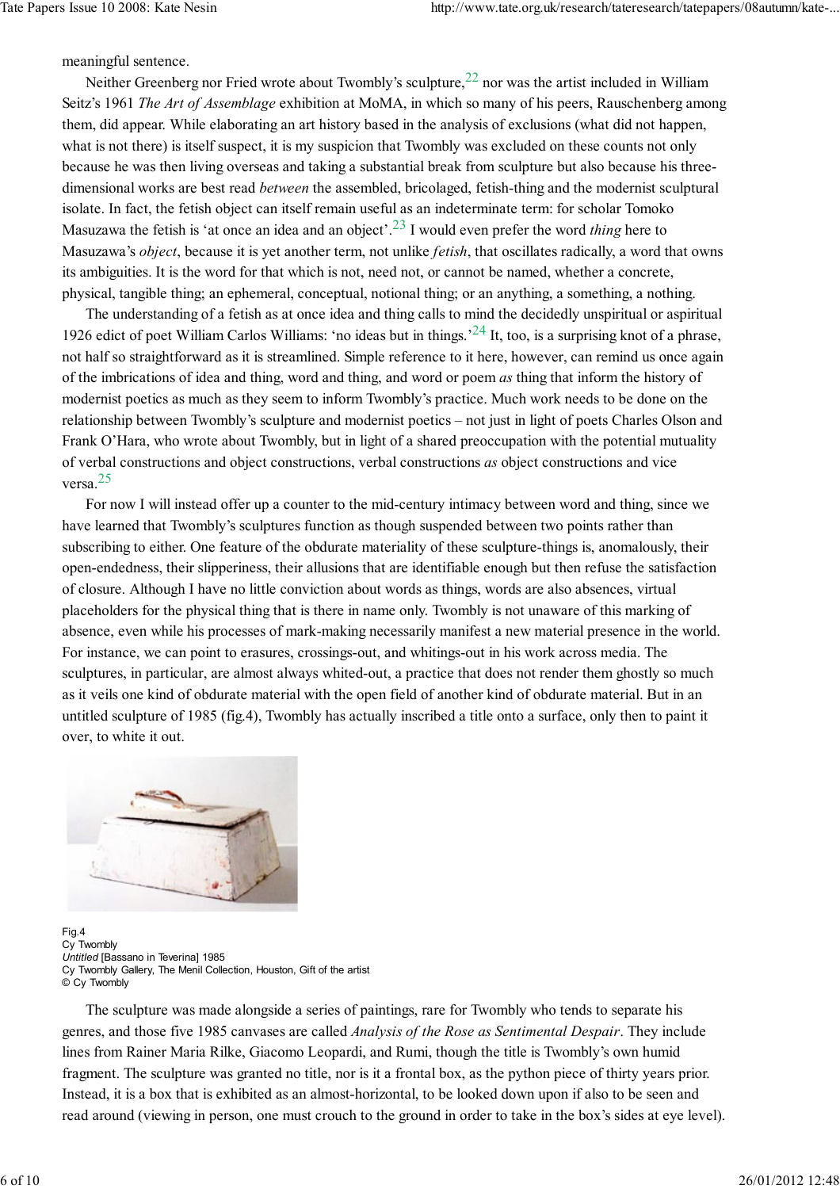meaningful sentence.

Neither Greenberg nor Fried wrote about Twombly's sculpture,[22] nor was the artist included in William Seitz's 1961 *The Art of Assemblage* exhibition at MoMA, in which so many of his peers, Rauschenberg among them, did appear. While elaborating an art history based in the analysis of exclusions (what did not happen, what is not there) is itself suspect, it is my suspicion that Twombly was excluded on these counts not only because he was then living overseas and taking a substantial break from sculpture but also because his three-dimensional works are best read *between* the assembled, bricolaged, fetish-thing and the modernist sculptural isolate. In fact, the fetish object can itself remain useful as an indeterminate term: for scholar Tomoko Masuzawa the fetish is 'at once an idea and an object'.[23] I would even prefer the word *thing* here to Masuzawa's *object*, because it is yet another term, not unlike *fetish*, that oscillates radically, a word that owns its ambiguities. It is the word for that which is not, need not, or cannot be named, whether a concrete, physical, tangible thing; an ephemeral, conceptual, notional thing; or an anything, a something, a nothing.

The understanding of a fetish as at once idea and thing calls to mind the decidedly unspiritual or aspiritual 1926 edict of poet William Carlos Williams: 'no ideas but in things.'[24] It, too, is a surprising knot of a phrase, not half so straightforward as it is streamlined. Simple reference to it here, however, can remind us once again of the imbrications of idea and thing, word and thing, and word or poem *as* thing that inform the history of modernist poetics as much as they seem to inform Twombly's practice. Much work needs to be done on the relationship between Twombly's sculpture and modernist poetics – not just in light of poets Charles Olson and Frank O'Hara, who wrote about Twombly, but in light of a shared preoccupation with the potential mutuality of verbal constructions and object constructions, verbal constructions *as* object constructions and vice versa.[25]

For now I will instead offer up a counter to the mid-century intimacy between word and thing, since we have learned that Twombly's sculptures function as though suspended between two points rather than subscribing to either. One feature of the obdurate materiality of these sculpture-things is, anomalously, their open-endedness, their slipperiness, their allusions that are identifiable enough but then refuse the satisfaction of closure. Although I have no little conviction about words as things, words are also absences, virtual placeholders for the physical thing that is there in name only. Twombly is not unaware of this marking of absence, even while his processes of mark-making necessarily manifest a new material presence in the world. For instance, we can point to erasures, crossings-out, and whitings-out in his work across media. The sculptures, in particular, are almost always whited-out, a practice that does not render them ghostly so much as it veils one kind of obdurate material with the open field of another kind of obdurate material. But in an untitled sculpture of 1985 (fig.4), Twombly has actually inscribed a title onto a surface, only then to paint it over, to white it out.

Fig.4
Cy Twombly
*Untitled* [Bassano in Teverina] 1985
Cy Twombly Gallery, The Menil Collection, Houston, Gift of the artist
© Cy Twombly

The sculpture was made alongside a series of paintings, rare for Twombly who tends to separate his genres, and those five 1985 canvases are called *Analysis of the Rose as Sentimental Despair*. They include lines from Rainer Maria Rilke, Giacomo Leopardi, and Rumi, though the title is Twombly's own humid fragment. The sculpture was granted no title, nor is it a frontal box, as the python piece of thirty years prior. Instead, it is a box that is exhibited as an almost-horizontal, to be looked down upon if also to be seen and read around (viewing in person, one must crouch to the ground in order to take in the box's sides at eye level).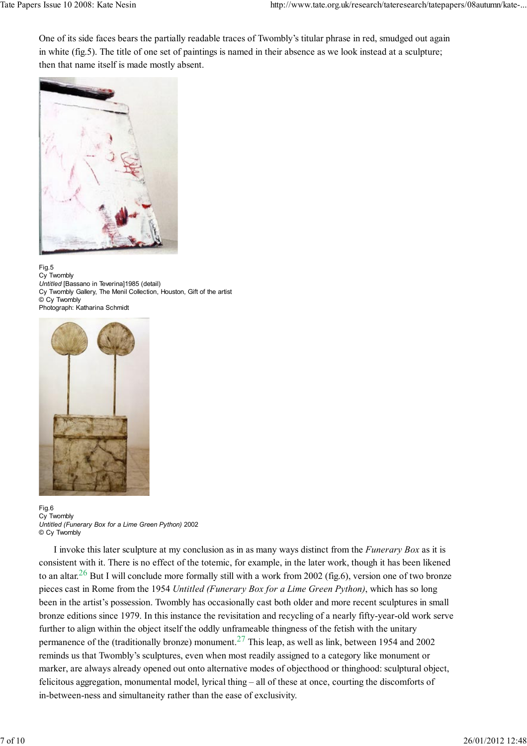One of its side faces bears the partially readable traces of Twombly's titular phrase in red, smudged out again in white (fig.5). The title of one set of paintings is named in their absence as we look instead at a sculpture; then that name itself is made mostly absent.

Fig.5
Cy Twombly
*Untitled* [Bassano in Teverina]1985 (detail)
Cy Twombly Gallery, The Menil Collection, Houston, Gift of the artist
© Cy Twombly
Photograph: Katharina Schmidt

Fig.6
Cy Twombly
*Untitled (Funerary Box for a Lime Green Python)* 2002
© Cy Twombly

I invoke this later sculpture at my conclusion as in as many ways distinct from the *Funerary Box* as it is consistent with it. There is no effect of the totemic, for example, in the later work, though it has been likened to an altar.[26] But I will conclude more formally still with a work from 2002 (fig.6), version one of two bronze pieces cast in Rome from the 1954 *Untitled (Funerary Box for a Lime Green Python)*, which has so long been in the artist's possession. Twombly has occasionally cast both older and more recent sculptures in small bronze editions since 1979. In this instance the revisitation and recycling of a nearly fifty-year-old work serve further to align within the object itself the oddly unframeable thingness of the fetish with the unitary permanence of the (traditionally bronze) monument.[27] This leap, as well as link, between 1954 and 2002 reminds us that Twombly's sculptures, even when most readily assigned to a category like monument or marker, are always already opened out onto alternative modes of objecthood or thinghood: sculptural object, felicitous aggregation, monumental model, lyrical thing – all of these at once, courting the discomforts of in-between-ness and simultaneity rather than the ease of exclusivity.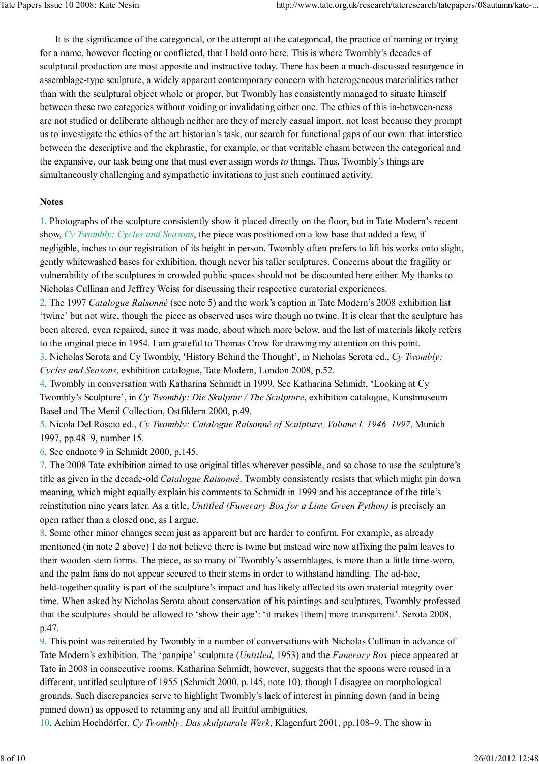It is the significance of the categorical, or the attempt at the categorical, the practice of naming or trying for a name, however fleeting or conflicted, that I hold onto here. This is where Twombly's decades of sculptural production are most apposite and instructive today. There has been a much-discussed resurgence in assemblage-type sculpture, a widely apparent contemporary concern with heterogeneous materialities rather than with the sculptural object whole or proper, but Twombly has consistently managed to situate himself between these two categories without voiding or invalidating either one. The ethics of this in-between-ness are not studied or deliberate although neither are they of merely casual import, not least because they prompt us to investigate the ethics of the art historian's task, our search for functional gaps of our own: that interstice between the descriptive and the ekphrastic, for example, or that veritable chasm between the categorical and the expansive, our task being one that must ever assign words *to* things. Thus, Twombly's things are simultaneously challenging and sympathetic invitations to just such continued activity.

**Notes**

1. Photographs of the sculpture consistently show it placed directly on the floor, but in Tate Modern's recent show, *Cy Twombly: Cycles and Seasons*, the piece was positioned on a low base that added a few, if negligible, inches to our registration of its height in person. Twombly often prefers to lift his works onto slight, gently whitewashed bases for exhibition, though never his taller sculptures. Concerns about the fragility or vulnerability of the sculptures in crowded public spaces should not be discounted here either. My thanks to Nicholas Cullinan and Jeffrey Weiss for discussing their respective curatorial experiences.
2. The 1997 *Catalogue Raisonné* (see note 5) and the work's caption in Tate Modern's 2008 exhibition list 'twine' but not wire, though the piece as observed uses wire though no twine. It is clear that the sculpture has been altered, even repaired, since it was made, about which more below, and the list of materials likely refers to the original piece in 1954. I am grateful to Thomas Crow for drawing my attention on this point.
3. Nicholas Serota and Cy Twombly, 'History Behind the Thought', in Nicholas Serota ed., *Cy Twombly: Cycles and Seasons*, exhibition catalogue, Tate Modern, London 2008, p.52.
4. Twombly in conversation with Katharina Schmidt in 1999. See Katharina Schmidt, 'Looking at Cy Twombly's Sculpture', in *Cy Twombly: Die Skulptur / The Sculpture*, exhibition catalogue, Kunstmuseum Basel and The Menil Collection, Ostfildern 2000, p.49.
5. Nicola Del Roscio ed., *Cy Twombly: Catalogue Raisonné of Sculpture, Volume I, 1946–1997*, Munich 1997, pp.48–9, number 15.
6. See endnote 9 in Schmidt 2000, p.145.
7. The 2008 Tate exhibition aimed to use original titles wherever possible, and so chose to use the sculpture's title as given in the decade-old *Catalogue Raisonné*. Twombly consistently resists that which might pin down meaning, which might equally explain his comments to Schmidt in 1999 and his acceptance of the title's reinstitution nine years later. As a title, *Untitled (Funerary Box for a Lime Green Python)* is precisely an open rather than a closed one, as I argue.
8. Some other minor changes seem just as apparent but are harder to confirm. For example, as already mentioned (in note 2 above) I do not believe there is twine but instead wire now affixing the palm leaves to their wooden stem forms. The piece, as so many of Twombly's assemblages, is more than a little time-worn, and the palm fans do not appear secured to their stems in order to withstand handling. The ad-hoc, held-together quality is part of the sculpture's impact and has likely affected its own material integrity over time. When asked by Nicholas Serota about conservation of his paintings and sculptures, Twombly professed that the sculptures should be allowed to 'show their age': 'it makes [them] more transparent'. Serota 2008, p.47.
9. This point was reiterated by Twombly in a number of conversations with Nicholas Cullinan in advance of Tate Modern's exhibition. The 'panpipe' sculpture (*Untitled*, 1953) and the *Funerary Box* piece appeared at Tate in 2008 in consecutive rooms. Katharina Schmidt, however, suggests that the spoons were reused in a different, untitled sculpture of 1955 (Schmidt 2000, p.145, note 10), though I disagree on morphological grounds. Such discrepancies serve to highlight Twombly's lack of interest in pinning down (and in being pinned down) as opposed to retaining any and all fruitful ambiguities.
10. Achim Hochdörfer, *Cy Twombly: Das skulpturale Werk*, Klagenfurt 2001, pp.108–9. The show in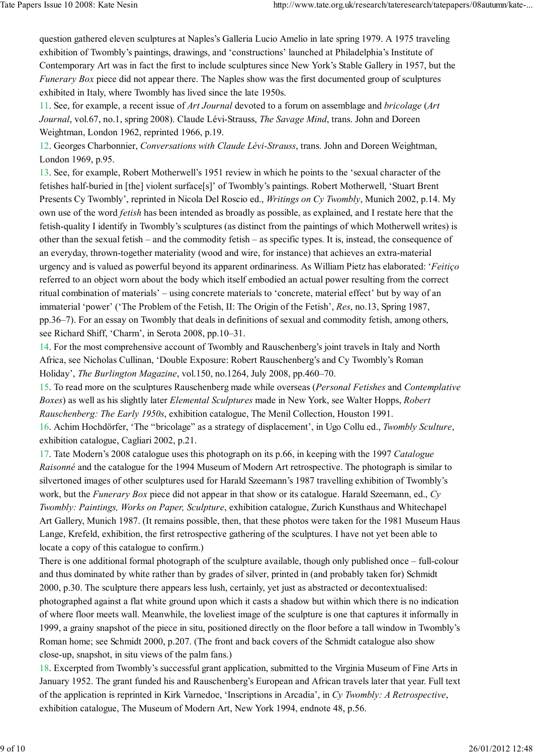question gathered eleven sculptures at Naples's Galleria Lucio Amelio in late spring 1979. A 1975 traveling exhibition of Twombly's paintings, drawings, and 'constructions' launched at Philadelphia's Institute of Contemporary Art was in fact the first to include sculptures since New York's Stable Gallery in 1957, but the *Funerary Box* piece did not appear there. The Naples show was the first documented group of sculptures exhibited in Italy, where Twombly has lived since the late 1950s.

11. See, for example, a recent issue of *Art Journal* devoted to a forum on assemblage and *bricolage* (*Art Journal*, vol.67, no.1, spring 2008). Claude Lévi-Strauss, *The Savage Mind*, trans. John and Doreen Weightman, London 1962, reprinted 1966, p.19.

12. Georges Charbonnier, *Conversations with Claude Lévi-Strauss*, trans. John and Doreen Weightman, London 1969, p.95.

13. See, for example, Robert Motherwell's 1951 review in which he points to the 'sexual character of the fetishes half-buried in [the] violent surface[s]' of Twombly's paintings. Robert Motherwell, 'Stuart Brent Presents Cy Twombly', reprinted in Nicola Del Roscio ed., *Writings on Cy Twombly*, Munich 2002, p.14. My own use of the word *fetish* has been intended as broadly as possible, as explained, and I restate here that the fetish-quality I identify in Twombly's sculptures (as distinct from the paintings of which Motherwell writes) is other than the sexual fetish – and the commodity fetish – as specific types. It is, instead, the consequence of an everyday, thrown-together materiality (wood and wire, for instance) that achieves an extra-material urgency and is valued as powerful beyond its apparent ordinariness. As William Pietz has elaborated: '*Feitiço* referred to an object worn about the body which itself embodied an actual power resulting from the correct ritual combination of materials' – using concrete materials to 'concrete, material effect' but by way of an immaterial 'power' ('The Problem of the Fetish, II: The Origin of the Fetish', *Res*, no.13, Spring 1987, pp.36–7). For an essay on Twombly that deals in definitions of sexual and commodity fetish, among others, see Richard Shiff, 'Charm', in Serota 2008, pp.10–31.

14. For the most comprehensive account of Twombly and Rauschenberg's joint travels in Italy and North Africa, see Nicholas Cullinan, 'Double Exposure: Robert Rauschenberg's and Cy Twombly's Roman Holiday', *The Burlington Magazine*, vol.150, no.1264, July 2008, pp.460–70.

15. To read more on the sculptures Rauschenberg made while overseas (*Personal Fetishes* and *Contemplative Boxes*) as well as his slightly later *Elemental Sculptures* made in New York, see Walter Hopps, *Robert Rauschenberg: The Early 1950s*, exhibition catalogue, The Menil Collection, Houston 1991.

16. Achim Hochdörfer, 'The "bricolage" as a strategy of displacement', in Ugo Collu ed., *Twombly Sculture*, exhibition catalogue, Cagliari 2002, p.21.

17. Tate Modern's 2008 catalogue uses this photograph on its p.66, in keeping with the 1997 *Catalogue Raisonné* and the catalogue for the 1994 Museum of Modern Art retrospective. The photograph is similar to silvertoned images of other sculptures used for Harald Szeemann's 1987 travelling exhibition of Twombly's work, but the *Funerary Box* piece did not appear in that show or its catalogue. Harald Szeemann, ed., *Cy Twombly: Paintings, Works on Paper, Sculpture*, exhibition catalogue, Zurich Kunsthaus and Whitechapel Art Gallery, Munich 1987. (It remains possible, then, that these photos were taken for the 1981 Museum Haus Lange, Krefeld, exhibition, the first retrospective gathering of the sculptures. I have not yet been able to locate a copy of this catalogue to confirm.)

There is one additional formal photograph of the sculpture available, though only published once – full-colour and thus dominated by white rather than by grades of silver, printed in (and probably taken for) Schmidt 2000, p.30. The sculpture there appears less lush, certainly, yet just as abstracted or decontextualised: photographed against a flat white ground upon which it casts a shadow but within which there is no indication of where floor meets wall. Meanwhile, the loveliest image of the sculpture is one that captures it informally in 1999, a grainy snapshot of the piece in situ, positioned directly on the floor before a tall window in Twombly's Roman home; see Schmidt 2000, p.207. (The front and back covers of the Schmidt catalogue also show close-up, snapshot, in situ views of the palm fans.)

18. Excerpted from Twombly's successful grant application, submitted to the Virginia Museum of Fine Arts in January 1952. The grant funded his and Rauschenberg's European and African travels later that year. Full text of the application is reprinted in Kirk Varnedoe, 'Inscriptions in Arcadia', in *Cy Twombly: A Retrospective*, exhibition catalogue, The Museum of Modern Art, New York 1994, endnote 48, p.56.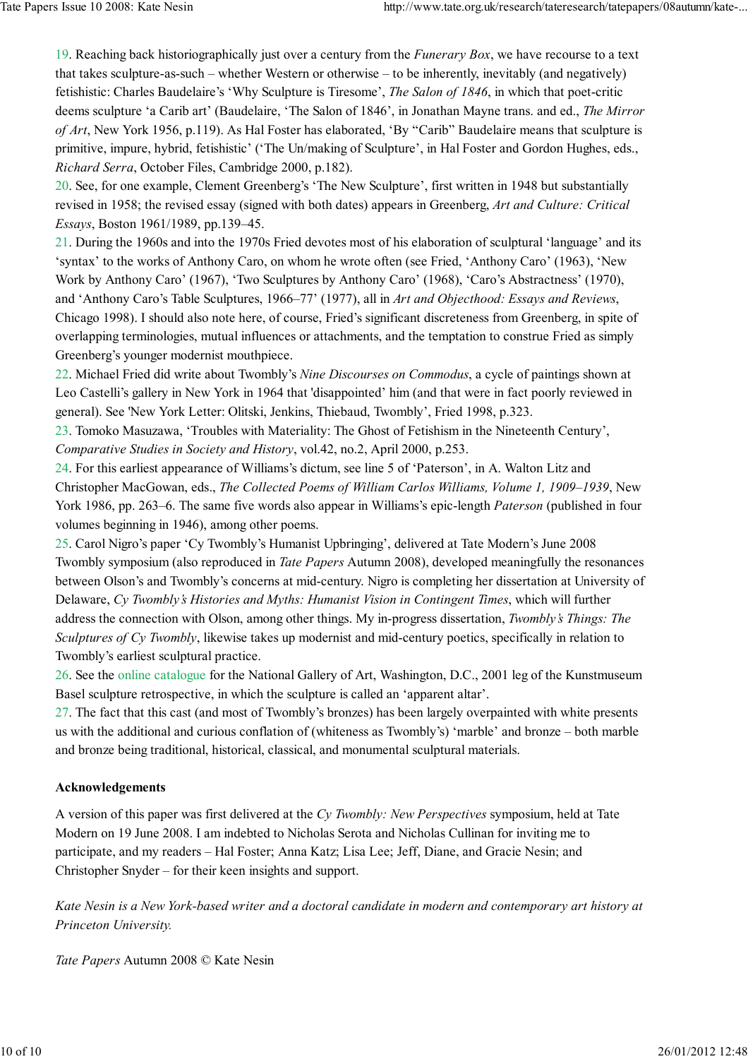19. Reaching back historiographically just over a century from the *Funerary Box*, we have recourse to a text that takes sculpture-as-such – whether Western or otherwise – to be inherently, inevitably (and negatively) fetishistic: Charles Baudelaire's 'Why Sculpture is Tiresome', *The Salon of 1846*, in which that poet-critic deems sculpture 'a Carib art' (Baudelaire, 'The Salon of 1846', in Jonathan Mayne trans. and ed., *The Mirror of Art*, New York 1956, p.119). As Hal Foster has elaborated, 'By "Carib" Baudelaire means that sculpture is primitive, impure, hybrid, fetishistic' ('The Un/making of Sculpture', in Hal Foster and Gordon Hughes, eds., *Richard Serra*, October Files, Cambridge 2000, p.182).

20. See, for one example, Clement Greenberg's 'The New Sculpture', first written in 1948 but substantially revised in 1958; the revised essay (signed with both dates) appears in Greenberg, *Art and Culture: Critical Essays*, Boston 1961/1989, pp.139–45.

21. During the 1960s and into the 1970s Fried devotes most of his elaboration of sculptural 'language' and its 'syntax' to the works of Anthony Caro, on whom he wrote often (see Fried, 'Anthony Caro' (1963), 'New Work by Anthony Caro' (1967), 'Two Sculptures by Anthony Caro' (1968), 'Caro's Abstractness' (1970), and 'Anthony Caro's Table Sculptures, 1966–77' (1977), all in *Art and Objecthood: Essays and Reviews*, Chicago 1998). I should also note here, of course, Fried's significant discreteness from Greenberg, in spite of overlapping terminologies, mutual influences or attachments, and the temptation to construe Fried as simply Greenberg's younger modernist mouthpiece.

22. Michael Fried did write about Twombly's *Nine Discourses on Commodus*, a cycle of paintings shown at Leo Castelli's gallery in New York in 1964 that 'disappointed' him (and that were in fact poorly reviewed in general). See 'New York Letter: Olitski, Jenkins, Thiebaud, Twombly', Fried 1998, p.323.

23. Tomoko Masuzawa, 'Troubles with Materiality: The Ghost of Fetishism in the Nineteenth Century', *Comparative Studies in Society and History*, vol.42, no.2, April 2000, p.253.

24. For this earliest appearance of Williams's dictum, see line 5 of 'Paterson', in A. Walton Litz and Christopher MacGowan, eds., *The Collected Poems of William Carlos Williams, Volume 1, 1909–1939*, New York 1986, pp. 263–6. The same five words also appear in Williams's epic-length *Paterson* (published in four volumes beginning in 1946), among other poems.

25. Carol Nigro's paper 'Cy Twombly's Humanist Upbringing', delivered at Tate Modern's June 2008 Twombly symposium (also reproduced in *Tate Papers* Autumn 2008), developed meaningfully the resonances between Olson's and Twombly's concerns at mid-century. Nigro is completing her dissertation at University of Delaware, *Cy Twombly's Histories and Myths: Humanist Vision in Contingent Times*, which will further address the connection with Olson, among other things. My in-progress dissertation, *Twombly's Things: The Sculptures of Cy Twombly*, likewise takes up modernist and mid-century poetics, specifically in relation to Twombly's earliest sculptural practice.

26. See the online catalogue for the National Gallery of Art, Washington, D.C., 2001 leg of the Kunstmuseum Basel sculpture retrospective, in which the sculpture is called an 'apparent altar'.

27. The fact that this cast (and most of Twombly's bronzes) has been largely overpainted with white presents us with the additional and curious conflation of (whiteness as Twombly's) 'marble' and bronze – both marble and bronze being traditional, historical, classical, and monumental sculptural materials.

**Acknowledgements**

A version of this paper was first delivered at the *Cy Twombly: New Perspectives* symposium, held at Tate Modern on 19 June 2008. I am indebted to Nicholas Serota and Nicholas Cullinan for inviting me to participate, and my readers – Hal Foster; Anna Katz; Lisa Lee; Jeff, Diane, and Gracie Nesin; and Christopher Snyder – for their keen insights and support.

*Kate Nesin is a New York-based writer and a doctoral candidate in modern and contemporary art history at Princeton University.*

*Tate Papers* Autumn 2008 © Kate Nesin